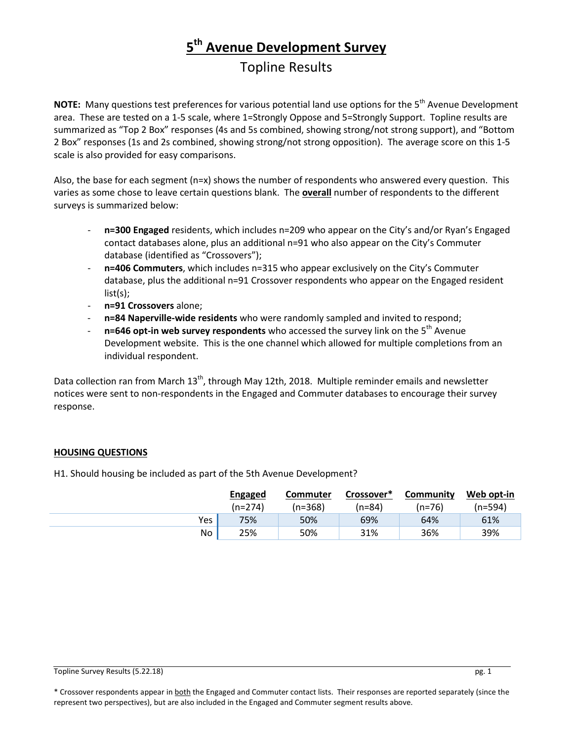# 5th Avenue Development Survey

## Topline Results

**NOTE:** Many questions test preferences for various potential land use options for the 5th Avenue Development area. These are tested on a 1-5 scale, where 1=Strongly Oppose and 5=Strongly Support. Topline results are summarized as "Top 2 Box" responses (4s and 5s combined, showing strong/not strong support), and "Bottom 2 Box" responses (1s and 2s combined, showing strong/not strong opposition). The average score on this 1-5 scale is also provided for easy comparisons.

Also, the base for each segment (n=x) shows the number of respondents who answered every question. This varies as some chose to leave certain questions blank. The **overall** number of respondents to the different surveys is summarized below:

- **n=300 Engaged** residents, which includes n=209 who appear on the City's and/or Ryan's Engaged contact databases alone, plus an additional n=91 who also appear on the City's Commuter database (identified as "Crossovers");
- **n=406 Commuters**, which includes n=315 who appear exclusively on the City's Commuter database, plus the additional n=91 Crossover respondents who appear on the Engaged resident list(s);
- **n=91 Crossovers** alone;
- **n=84 Naperville-wide residents** who were randomly sampled and invited to respond;
- **n=646 opt-in web survey respondents** who accessed the survey link on the 5th Avenue Development website. This is the one channel which allowed for multiple completions from an individual respondent.

Data collection ran from March 13th, through May 12th, 2018. Multiple reminder emails and newsletter notices were sent to non-respondents in the Engaged and Commuter databases to encourage their survey response.

### HOUSING QUESTIONS

H1. Should housing be included as part of the 5th Avenue Development?

| | Engaged (n=274) | Commuter (n=368) | Crossover* (n=84) | Community (n=76) | Web opt-in (n=594) |
|---|---|---|---|---|---|
| Yes | 75% | 50% | 69% | 64% | 61% |
| No | 25% | 50% | 31% | 36% | 39% |

* Crossover respondents appear in both the Engaged and Commuter contact lists. Their responses are reported separately (since the represent two perspectives), but are also included in the Engaged and Commuter segment results above.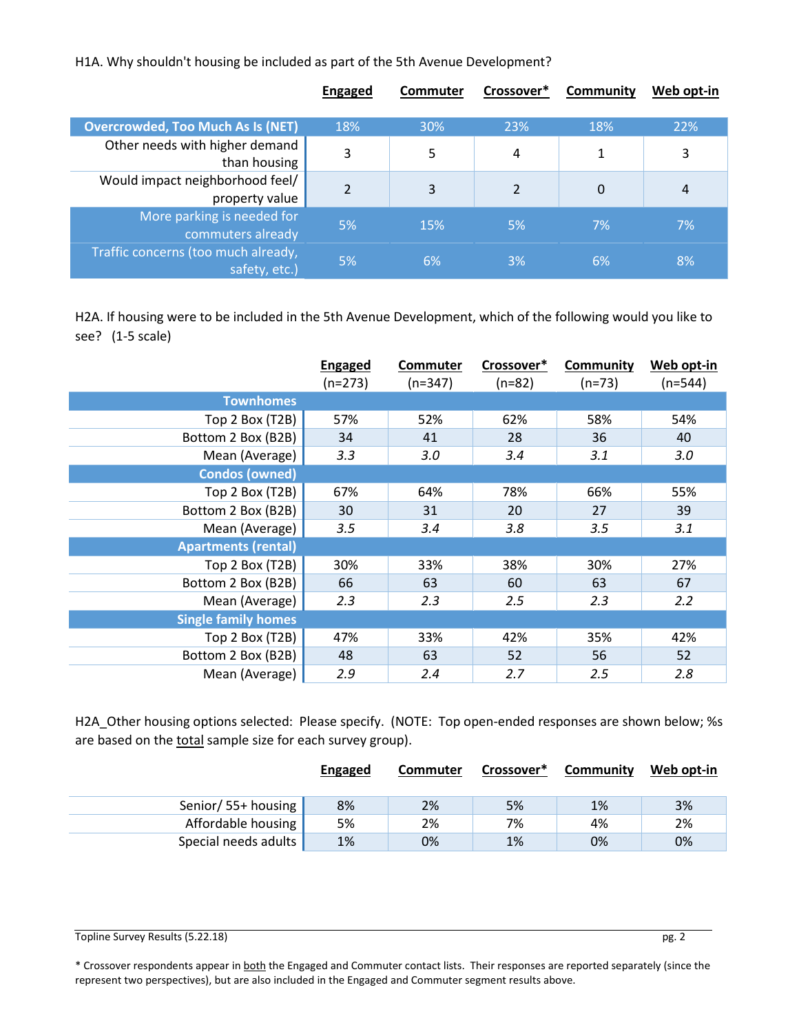H1A. Why shouldn't housing be included as part of the 5th Avenue Development?

| | Engaged | Commuter | Crossover* | Community | Web opt-in |
|---|---|---|---|---|---|
| **Overcrowded, Too Much As Is (NET)** | 18% | 30% | 23% | 18% | 22% |
| Other needs with higher demand than housing | 3 | 5 | 4 | 1 | 3 |
| Would impact neighborhood feel/ property value | 2 | 3 | 2 | 0 | 4 |
| More parking is needed for commuters already | 5% | 15% | 5% | 7% | 7% |
| Traffic concerns (too much already, safety, etc.) | 5% | 6% | 3% | 6% | 8% |

H2A. If housing were to be included in the 5th Avenue Development, which of the following would you like to see? (1-5 scale)

| | Engaged (n=273) | Commuter (n=347) | Crossover* (n=82) | Community (n=73) | Web opt-in (n=544) |
|---|---|---|---|---|---|
| **Townhomes** | | | | | |
| Top 2 Box (T2B) | 57% | 52% | 62% | 58% | 54% |
| Bottom 2 Box (B2B) | 34 | 41 | 28 | 36 | 40 |
| Mean (Average) | *3.3* | *3.0* | *3.4* | *3.1* | *3.0* |
| **Condos (owned)** | | | | | |
| Top 2 Box (T2B) | 67% | 64% | 78% | 66% | 55% |
| Bottom 2 Box (B2B) | 30 | 31 | 20 | 27 | 39 |
| Mean (Average) | *3.5* | *3.4* | *3.8* | *3.5* | *3.1* |
| **Apartments (rental)** | | | | | |
| Top 2 Box (T2B) | 30% | 33% | 38% | 30% | 27% |
| Bottom 2 Box (B2B) | 66 | 63 | 60 | 63 | 67 |
| Mean (Average) | *2.3* | *2.3* | *2.5* | *2.3* | *2.2* |
| **Single family homes** | | | | | |
| Top 2 Box (T2B) | 47% | 33% | 42% | 35% | 42% |
| Bottom 2 Box (B2B) | 48 | 63 | 52 | 56 | 52 |
| Mean (Average) | *2.9* | *2.4* | *2.7* | *2.5* | *2.8* |

H2A_Other housing options selected: Please specify. (NOTE: Top open-ended responses are shown below; %s are based on the total sample size for each survey group).

| | Engaged | Commuter | Crossover* | Community | Web opt-in |
|---|---|---|---|---|---|
| Senior/ 55+ housing | 8% | 2% | 5% | 1% | 3% |
| Affordable housing | 5% | 2% | 7% | 4% | 2% |
| Special needs adults | 1% | 0% | 1% | 0% | 0% |

Topline Survey Results (5.22.18)

* Crossover respondents appear in both the Engaged and Commuter contact lists. Their responses are reported separately (since the represent two perspectives), but are also included in the Engaged and Commuter segment results above.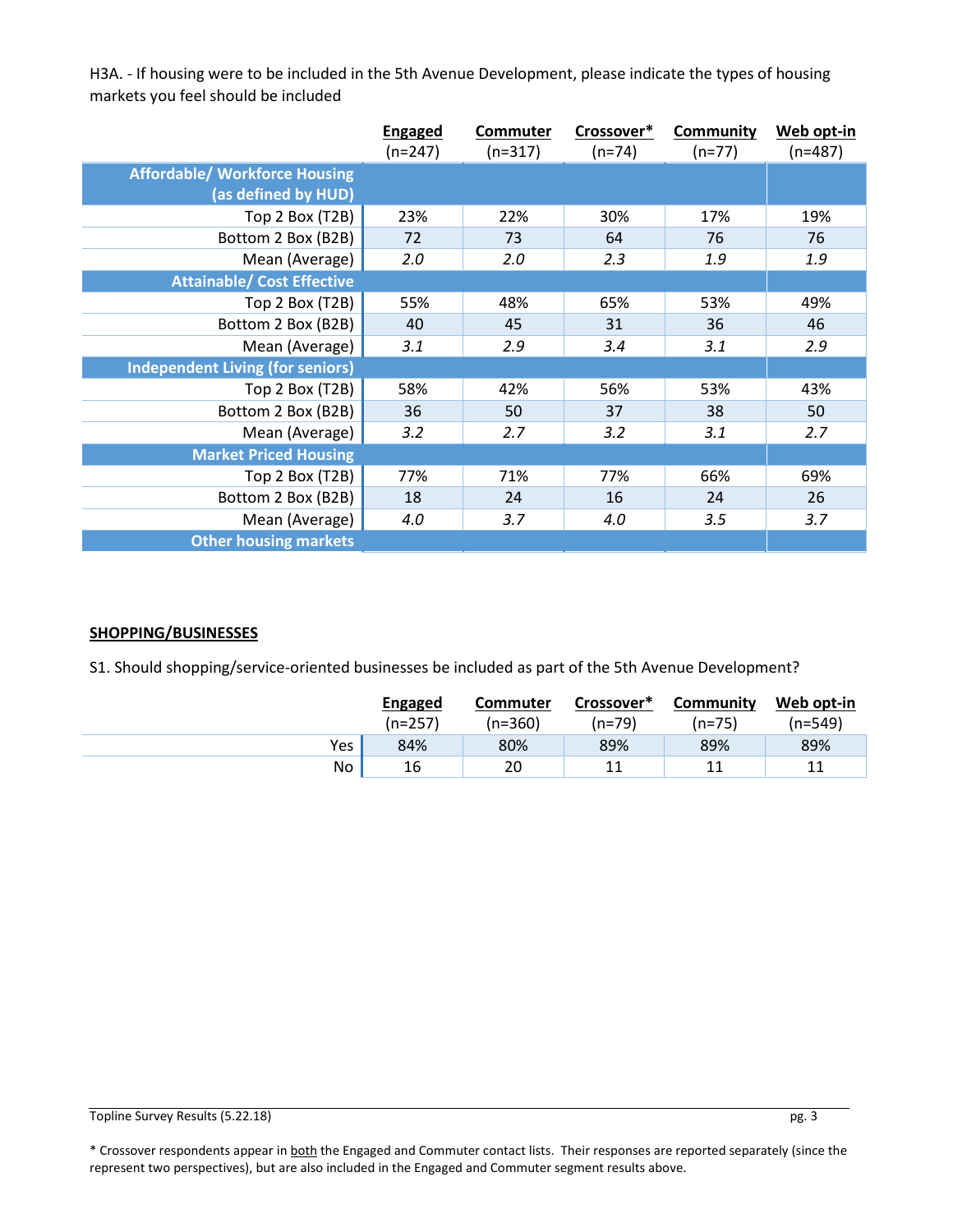H3A. - If housing were to be included in the 5th Avenue Development, please indicate the types of housing markets you feel should be included

| | Engaged (n=247) | Commuter (n=317) | Crossover* (n=74) | Community (n=77) | Web opt-in (n=487) |
|---|---|---|---|---|---|
| **Affordable/ Workforce Housing (as defined by HUD)** | | | | | |
| Top 2 Box (T2B) | 23% | 22% | 30% | 17% | 19% |
| Bottom 2 Box (B2B) | 72 | 73 | 64 | 76 | 76 |
| Mean (Average) | *2.0* | *2.0* | *2.3* | *1.9* | *1.9* |
| **Attainable/ Cost Effective** | | | | | |
| Top 2 Box (T2B) | 55% | 48% | 65% | 53% | 49% |
| Bottom 2 Box (B2B) | 40 | 45 | 31 | 36 | 46 |
| Mean (Average) | *3.1* | *2.9* | *3.4* | *3.1* | *2.9* |
| **Independent Living (for seniors)** | | | | | |
| Top 2 Box (T2B) | 58% | 42% | 56% | 53% | 43% |
| Bottom 2 Box (B2B) | 36 | 50 | 37 | 38 | 50 |
| Mean (Average) | *3.2* | *2.7* | *3.2* | *3.1* | *2.7* |
| **Market Priced Housing** | | | | | |
| Top 2 Box (T2B) | 77% | 71% | 77% | 66% | 69% |
| Bottom 2 Box (B2B) | 18 | 24 | 16 | 24 | 26 |
| Mean (Average) | *4.0* | *3.7* | *4.0* | *3.5* | *3.7* |
| **Other housing markets** | | | | | |

## SHOPPING/BUSINESSES

S1. Should shopping/service-oriented businesses be included as part of the 5th Avenue Development?

| | Engaged (n=257) | Commuter (n=360) | Crossover* (n=79) | Community (n=75) | Web opt-in (n=549) |
|---|---|---|---|---|---|
| Yes | 84% | 80% | 89% | 89% | 89% |
| No | 16 | 20 | 11 | 11 | 11 |

Topline Survey Results (5.22.18)

* Crossover respondents appear in both the Engaged and Commuter contact lists. Their responses are reported separately (since the represent two perspectives), but are also included in the Engaged and Commuter segment results above.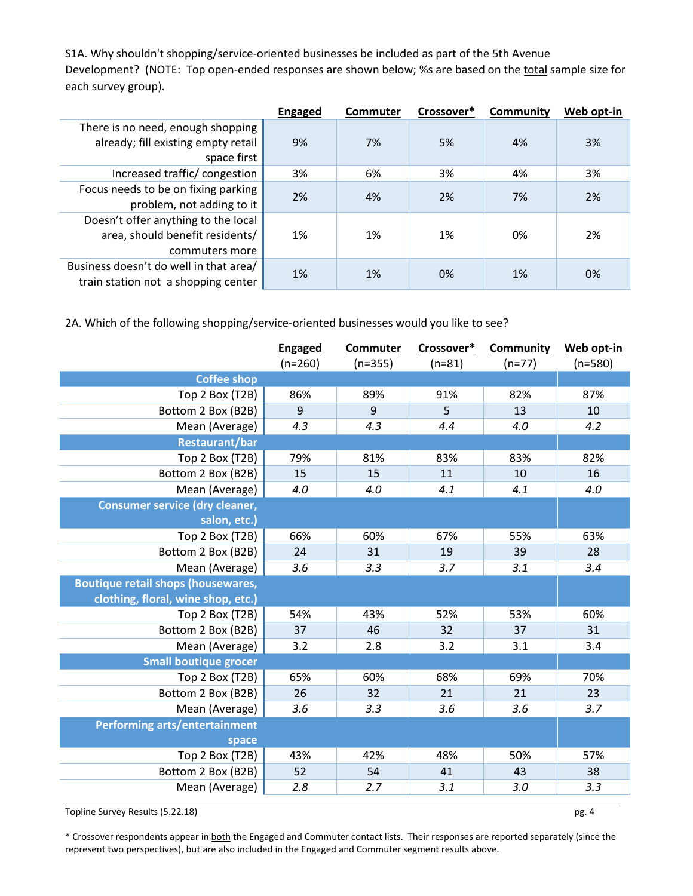S1A. Why shouldn't shopping/service-oriented businesses be included as part of the 5th Avenue Development? (NOTE: Top open-ended responses are shown below; %s are based on the total sample size for each survey group).

| | Engaged | Commuter | Crossover* | Community | Web opt-in |
|---|---|---|---|---|---|
| There is no need, enough shopping already; fill existing empty retail space first | 9% | 7% | 5% | 4% | 3% |
| Increased traffic/ congestion | 3% | 6% | 3% | 4% | 3% |
| Focus needs to be on fixing parking problem, not adding to it | 2% | 4% | 2% | 7% | 2% |
| Doesn't offer anything to the local area, should benefit residents/ commuters more | 1% | 1% | 1% | 0% | 2% |
| Business doesn't do well in that area/ train station not a shopping center | 1% | 1% | 0% | 1% | 0% |

2A. Which of the following shopping/service-oriented businesses would you like to see?

| | Engaged (n=260) | Commuter (n=355) | Crossover* (n=81) | Community (n=77) | Web opt-in (n=580) |
|---|---|---|---|---|---|
| **Coffee shop** | | | | | |
| Top 2 Box (T2B) | 86% | 89% | 91% | 82% | 87% |
| Bottom 2 Box (B2B) | 9 | 9 | 5 | 13 | 10 |
| Mean (Average) | *4.3* | *4.3* | *4.4* | *4.0* | *4.2* |
| **Restaurant/bar** | | | | | |
| Top 2 Box (T2B) | 79% | 81% | 83% | 83% | 82% |
| Bottom 2 Box (B2B) | 15 | 15 | 11 | 10 | 16 |
| Mean (Average) | *4.0* | *4.0* | *4.1* | *4.1* | *4.0* |
| **Consumer service (dry cleaner, salon, etc.)** | | | | | |
| Top 2 Box (T2B) | 66% | 60% | 67% | 55% | 63% |
| Bottom 2 Box (B2B) | 24 | 31 | 19 | 39 | 28 |
| Mean (Average) | *3.6* | *3.3* | *3.7* | *3.1* | *3.4* |
| **Boutique retail shops (housewares, clothing, floral, wine shop, etc.)** | | | | | |
| Top 2 Box (T2B) | 54% | 43% | 52% | 53% | 60% |
| Bottom 2 Box (B2B) | 37 | 46 | 32 | 37 | 31 |
| Mean (Average) | 3.2 | 2.8 | 3.2 | 3.1 | 3.4 |
| **Small boutique grocer** | | | | | |
| Top 2 Box (T2B) | 65% | 60% | 68% | 69% | 70% |
| Bottom 2 Box (B2B) | 26 | 32 | 21 | 21 | 23 |
| Mean (Average) | *3.6* | *3.3* | *3.6* | *3.6* | *3.7* |
| **Performing arts/entertainment space** | | | | | |
| Top 2 Box (T2B) | 43% | 42% | 48% | 50% | 57% |
| Bottom 2 Box (B2B) | 52 | 54 | 41 | 43 | 38 |
| Mean (Average) | *2.8* | *2.7* | *3.1* | *3.0* | *3.3* |

\* Crossover respondents appear in both the Engaged and Commuter contact lists. Their responses are reported separately (since the represent two perspectives), but are also included in the Engaged and Commuter segment results above.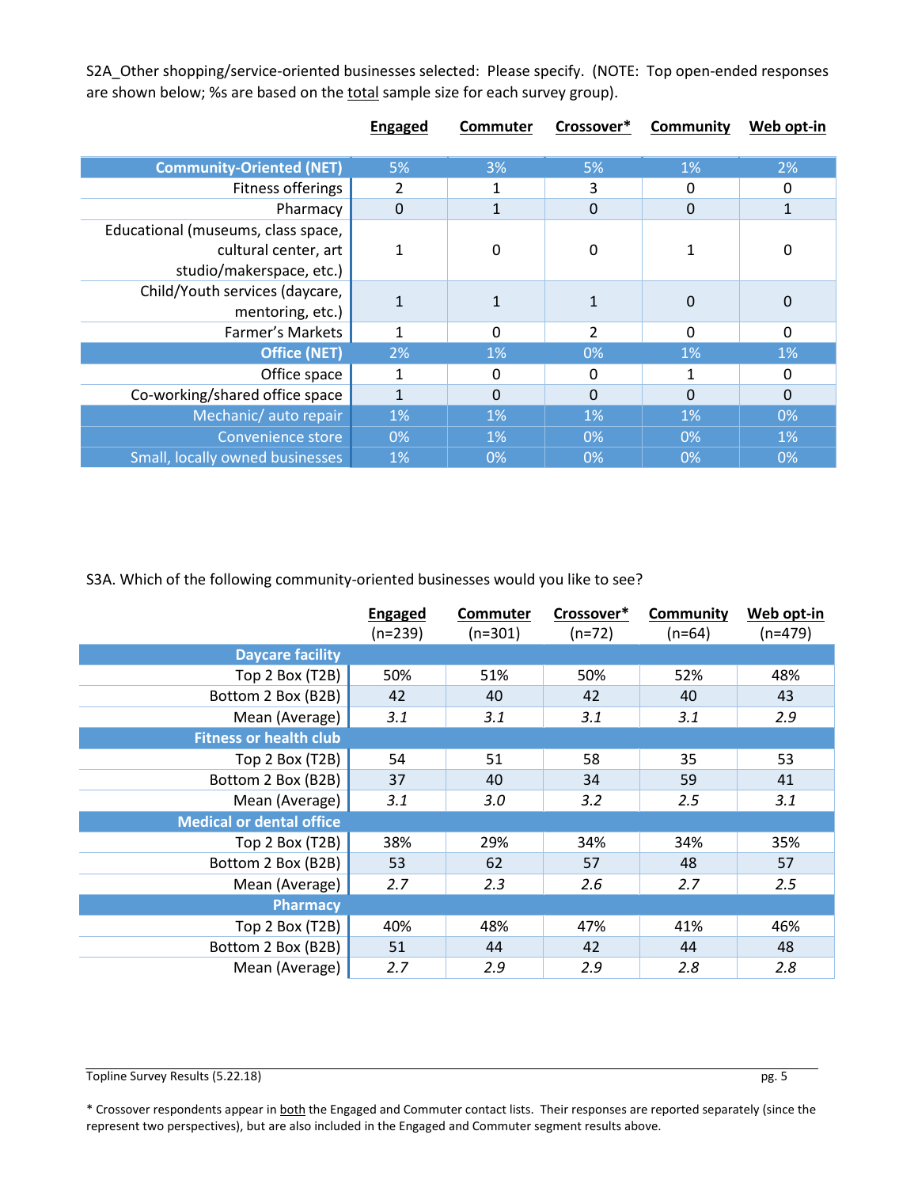S2A_Other shopping/service-oriented businesses selected: Please specify. (NOTE: Top open-ended responses are shown below; %s are based on the total sample size for each survey group).

| | Engaged | Commuter | Crossover* | Community | Web opt-in |
|---|---|---|---|---|---|
| **Community-Oriented (NET)** | 5% | 3% | 5% | 1% | 2% |
| Fitness offerings | 2 | 1 | 3 | 0 | 0 |
| Pharmacy | 0 | 1 | 0 | 0 | 1 |
| Educational (museums, class space, cultural center, art studio/makerspace, etc.) | 1 | 0 | 0 | 1 | 0 |
| Child/Youth services (daycare, mentoring, etc.) | 1 | 1 | 1 | 0 | 0 |
| Farmer's Markets | 1 | 0 | 2 | 0 | 0 |
| **Office (NET)** | 2% | 1% | 0% | 1% | 1% |
| Office space | 1 | 0 | 0 | 1 | 0 |
| Co-working/shared office space | 1 | 0 | 0 | 0 | 0 |
| Mechanic/ auto repair | 1% | 1% | 1% | 1% | 0% |
| Convenience store | 0% | 1% | 0% | 0% | 1% |
| Small, locally owned businesses | 1% | 0% | 0% | 0% | 0% |

S3A. Which of the following community-oriented businesses would you like to see?

| | Engaged (n=239) | Commuter (n=301) | Crossover* (n=72) | Community (n=64) | Web opt-in (n=479) |
|---|---|---|---|---|---|
| **Daycare facility** | | | | | |
| Top 2 Box (T2B) | 50% | 51% | 50% | 52% | 48% |
| Bottom 2 Box (B2B) | 42 | 40 | 42 | 40 | 43 |
| Mean (Average) | *3.1* | *3.1* | *3.1* | *3.1* | *2.9* |
| **Fitness or health club** | | | | | |
| Top 2 Box (T2B) | 54 | 51 | 58 | 35 | 53 |
| Bottom 2 Box (B2B) | 37 | 40 | 34 | 59 | 41 |
| Mean (Average) | *3.1* | *3.0* | *3.2* | *2.5* | *3.1* |
| **Medical or dental office** | | | | | |
| Top 2 Box (T2B) | 38% | 29% | 34% | 34% | 35% |
| Bottom 2 Box (B2B) | 53 | 62 | 57 | 48 | 57 |
| Mean (Average) | *2.7* | *2.3* | *2.6* | *2.7* | *2.5* |
| **Pharmacy** | | | | | |
| Top 2 Box (T2B) | 40% | 48% | 47% | 41% | 46% |
| Bottom 2 Box (B2B) | 51 | 44 | 42 | 44 | 48 |
| Mean (Average) | *2.7* | *2.9* | *2.9* | *2.8* | *2.8* |

\* Crossover respondents appear in both the Engaged and Commuter contact lists. Their responses are reported separately (since the represent two perspectives), but are also included in the Engaged and Commuter segment results above.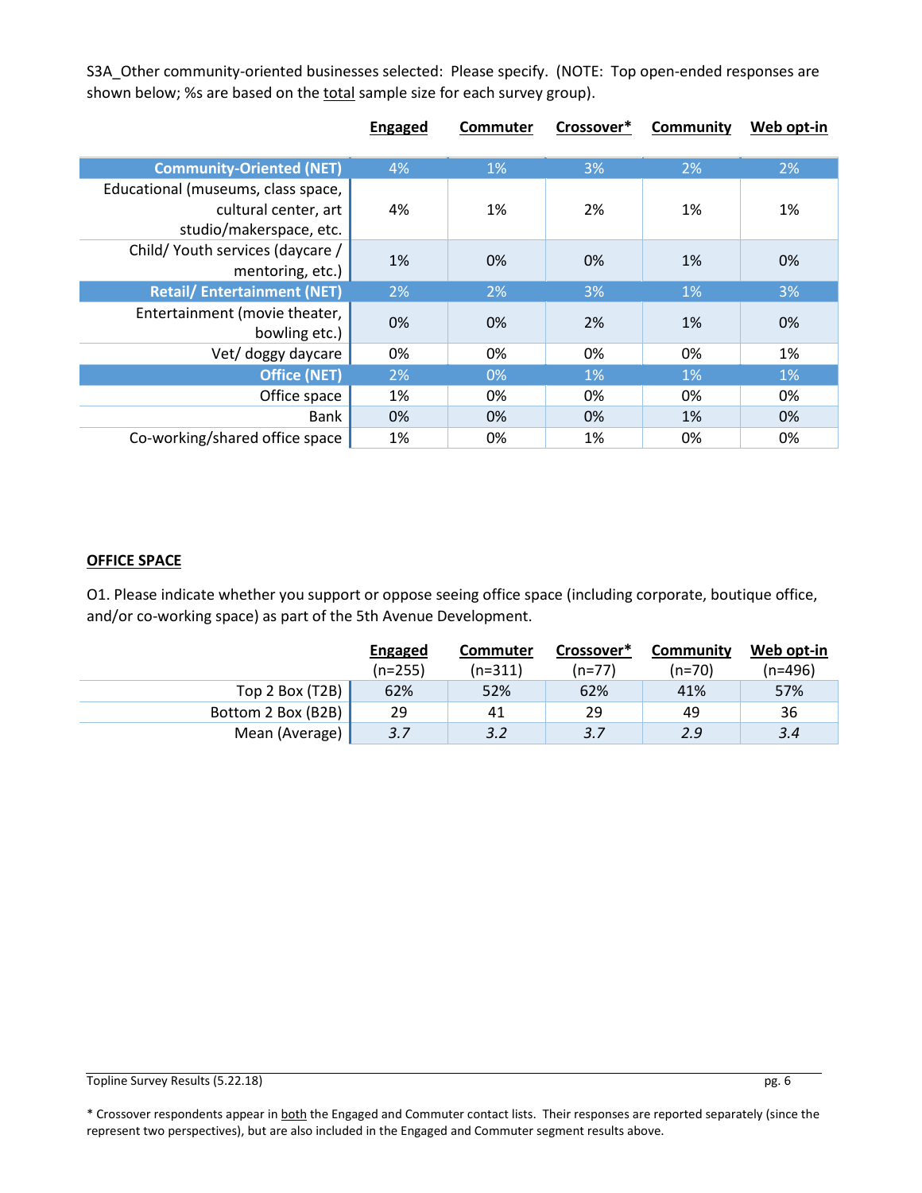S3A_Other community-oriented businesses selected: Please specify. (NOTE: Top open-ended responses are shown below; %s are based on the total sample size for each survey group).

| | Engaged | Commuter | Crossover* | Community | Web opt-in |
|---|---|---|---|---|---|
| **Community-Oriented (NET)** | 4% | 1% | 3% | 2% | 2% |
| Educational (museums, class space, cultural center, art studio/makerspace, etc. | 4% | 1% | 2% | 1% | 1% |
| Child/ Youth services (daycare / mentoring, etc.) | 1% | 0% | 0% | 1% | 0% |
| **Retail/ Entertainment (NET)** | 2% | 2% | 3% | 1% | 3% |
| Entertainment (movie theater, bowling etc.) | 0% | 0% | 2% | 1% | 0% |
| Vet/ doggy daycare | 0% | 0% | 0% | 0% | 1% |
| **Office (NET)** | 2% | 0% | 1% | 1% | 1% |
| Office space | 1% | 0% | 0% | 0% | 0% |
| Bank | 0% | 0% | 0% | 1% | 0% |
| Co-working/shared office space | 1% | 0% | 1% | 0% | 0% |

## OFFICE SPACE

O1. Please indicate whether you support or oppose seeing office space (including corporate, boutique office, and/or co-working space) as part of the 5th Avenue Development.

| | Engaged (n=255) | Commuter (n=311) | Crossover* (n=77) | Community (n=70) | Web opt-in (n=496) |
|---|---|---|---|---|---|
| Top 2 Box (T2B) | 62% | 52% | 62% | 41% | 57% |
| Bottom 2 Box (B2B) | 29 | 41 | 29 | 49 | 36 |
| Mean (Average) | *3.7* | *3.2* | *3.7* | *2.9* | *3.4* |

\* Crossover respondents appear in both the Engaged and Commuter contact lists. Their responses are reported separately (since the represent two perspectives), but are also included in the Engaged and Commuter segment results above.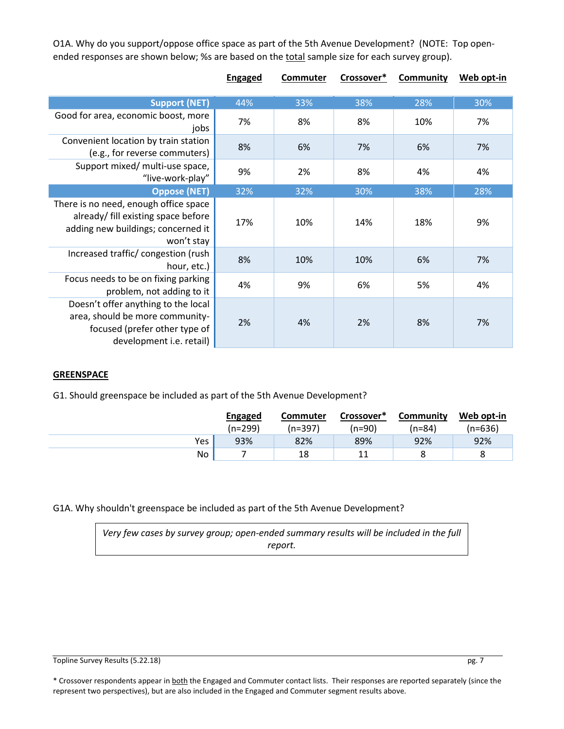O1A. Why do you support/oppose office space as part of the 5th Avenue Development? (NOTE: Top open-ended responses are shown below; %s are based on the total sample size for each survey group).

| | Engaged | Commuter | Crossover* | Community | Web opt-in |
|---|---|---|---|---|---|
| **Support (NET)** | 44% | 33% | 38% | 28% | 30% |
| Good for area, economic boost, more jobs | 7% | 8% | 8% | 10% | 7% |
| Convenient location by train station (e.g., for reverse commuters) | 8% | 6% | 7% | 6% | 7% |
| Support mixed/ multi-use space, "live-work-play" | 9% | 2% | 8% | 4% | 4% |
| **Oppose (NET)** | 32% | 32% | 30% | 38% | 28% |
| There is no need, enough office space already/ fill existing space before adding new buildings; concerned it won't stay | 17% | 10% | 14% | 18% | 9% |
| Increased traffic/ congestion (rush hour, etc.) | 8% | 10% | 10% | 6% | 7% |
| Focus needs to be on fixing parking problem, not adding to it | 4% | 9% | 6% | 5% | 4% |
| Doesn't offer anything to the local area, should be more community-focused (prefer other type of development i.e. retail) | 2% | 4% | 2% | 8% | 7% |

## GREENSPACE

G1. Should greenspace be included as part of the 5th Avenue Development?

| | Engaged (n=299) | Commuter (n=397) | Crossover* (n=90) | Community (n=84) | Web opt-in (n=636) |
|---|---|---|---|---|---|
| Yes | 93% | 82% | 89% | 92% | 92% |
| No | 7 | 18 | 11 | 8 | 8 |

G1A. Why shouldn't greenspace be included as part of the 5th Avenue Development?

*Very few cases by survey group; open-ended summary results will be included in the full report.*

* Crossover respondents appear in both the Engaged and Commuter contact lists. Their responses are reported separately (since the represent two perspectives), but are also included in the Engaged and Commuter segment results above.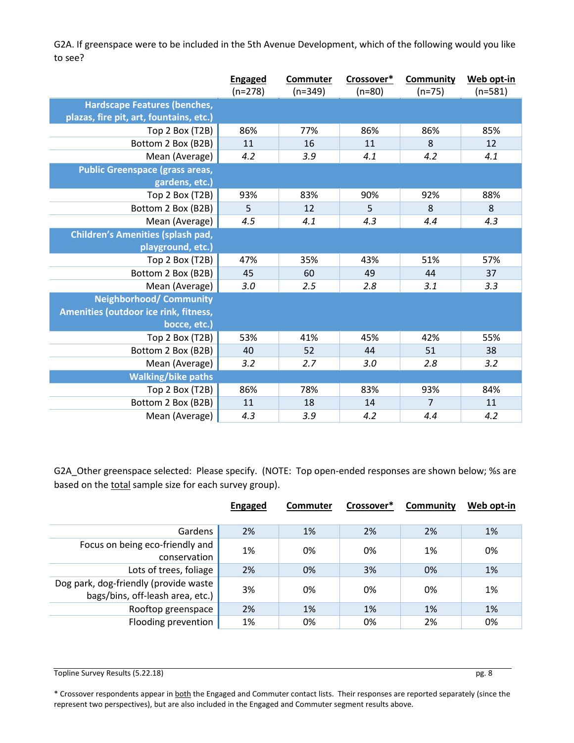G2A. If greenspace were to be included in the 5th Avenue Development, which of the following would you like to see?

| | Engaged (n=278) | Commuter (n=349) | Crossover* (n=80) | Community (n=75) | Web opt-in (n=581) |
|---|---|---|---|---|---|
| **Hardscape Features (benches, plazas, fire pit, art, fountains, etc.)** | | | | | |
| Top 2 Box (T2B) | 86% | 77% | 86% | 86% | 85% |
| Bottom 2 Box (B2B) | 11 | 16 | 11 | 8 | 12 |
| Mean (Average) | *4.2* | *3.9* | *4.1* | *4.2* | *4.1* |
| **Public Greenspace (grass areas, gardens, etc.)** | | | | | |
| Top 2 Box (T2B) | 93% | 83% | 90% | 92% | 88% |
| Bottom 2 Box (B2B) | 5 | 12 | 5 | 8 | 8 |
| Mean (Average) | *4.5* | *4.1* | *4.3* | *4.4* | *4.3* |
| **Children's Amenities (splash pad, playground, etc.)** | | | | | |
| Top 2 Box (T2B) | 47% | 35% | 43% | 51% | 57% |
| Bottom 2 Box (B2B) | 45 | 60 | 49 | 44 | 37 |
| Mean (Average) | *3.0* | *2.5* | *2.8* | *3.1* | *3.3* |
| **Neighborhood/ Community Amenities (outdoor ice rink, fitness, bocce, etc.)** | | | | | |
| Top 2 Box (T2B) | 53% | 41% | 45% | 42% | 55% |
| Bottom 2 Box (B2B) | 40 | 52 | 44 | 51 | 38 |
| Mean (Average) | *3.2* | *2.7* | *3.0* | *2.8* | *3.2* |
| **Walking/bike paths** | | | | | |
| Top 2 Box (T2B) | 86% | 78% | 83% | 93% | 84% |
| Bottom 2 Box (B2B) | 11 | 18 | 14 | 7 | 11 |
| Mean (Average) | *4.3* | *3.9* | *4.2* | *4.4* | *4.2* |

G2A_Other greenspace selected: Please specify. (NOTE: Top open-ended responses are shown below; %s are based on the total sample size for each survey group).

| | Engaged | Commuter | Crossover* | Community | Web opt-in |
|---|---|---|---|---|---|
| Gardens | 2% | 1% | 2% | 2% | 1% |
| Focus on being eco-friendly and conservation | 1% | 0% | 0% | 1% | 0% |
| Lots of trees, foliage | 2% | 0% | 3% | 0% | 1% |
| Dog park, dog-friendly (provide waste bags/bins, off-leash area, etc.) | 3% | 0% | 0% | 0% | 1% |
| Rooftop greenspace | 2% | 1% | 1% | 1% | 1% |
| Flooding prevention | 1% | 0% | 0% | 2% | 0% |

\* Crossover respondents appear in both the Engaged and Commuter contact lists. Their responses are reported separately (since the represent two perspectives), but are also included in the Engaged and Commuter segment results above.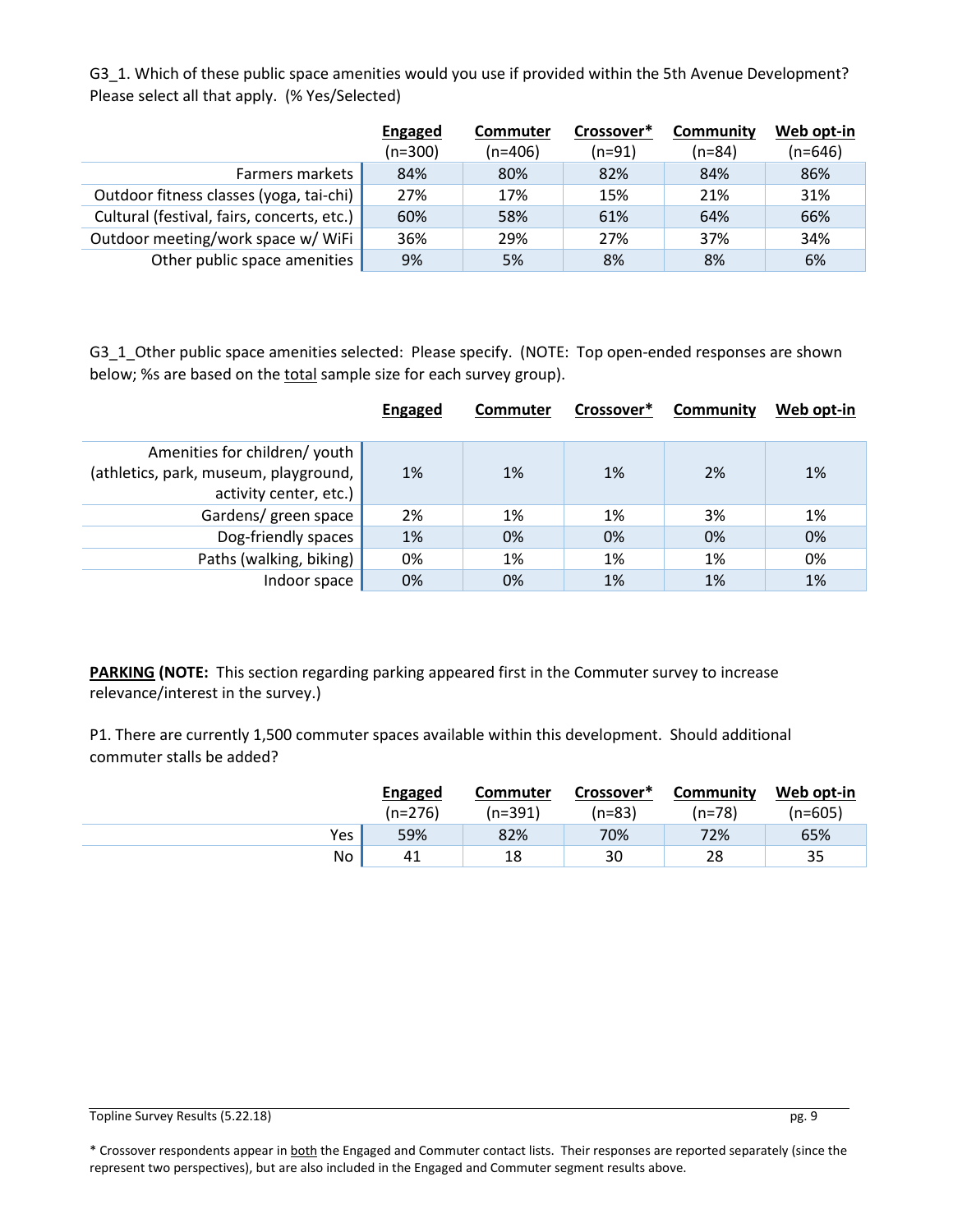G3_1. Which of these public space amenities would you use if provided within the 5th Avenue Development? Please select all that apply. (% Yes/Selected)

| | Engaged (n=300) | Commuter (n=406) | Crossover* (n=91) | Community (n=84) | Web opt-in (n=646) |
|---|---|---|---|---|---|
| Farmers markets | 84% | 80% | 82% | 84% | 86% |
| Outdoor fitness classes (yoga, tai-chi) | 27% | 17% | 15% | 21% | 31% |
| Cultural (festival, fairs, concerts, etc.) | 60% | 58% | 61% | 64% | 66% |
| Outdoor meeting/work space w/ WiFi | 36% | 29% | 27% | 37% | 34% |
| Other public space amenities | 9% | 5% | 8% | 8% | 6% |

G3_1_Other public space amenities selected: Please specify. (NOTE: Top open-ended responses are shown below; %s are based on the total sample size for each survey group).

| | Engaged | Commuter | Crossover* | Community | Web opt-in |
|---|---|---|---|---|---|
| Amenities for children/ youth (athletics, park, museum, playground, activity center, etc.) | 1% | 1% | 1% | 2% | 1% |
| Gardens/ green space | 2% | 1% | 1% | 3% | 1% |
| Dog-friendly spaces | 1% | 0% | 0% | 0% | 0% |
| Paths (walking, biking) | 0% | 1% | 1% | 1% | 0% |
| Indoor space | 0% | 0% | 1% | 1% | 1% |

**PARKING (NOTE:** This section regarding parking appeared first in the Commuter survey to increase relevance/interest in the survey.)

P1. There are currently 1,500 commuter spaces available within this development. Should additional commuter stalls be added?

| | Engaged (n=276) | Commuter (n=391) | Crossover* (n=83) | Community (n=78) | Web opt-in (n=605) |
|---|---|---|---|---|---|
| Yes | 59% | 82% | 70% | 72% | 65% |
| No | 41 | 18 | 30 | 28 | 35 |

* Crossover respondents appear in both the Engaged and Commuter contact lists. Their responses are reported separately (since the represent two perspectives), but are also included in the Engaged and Commuter segment results above.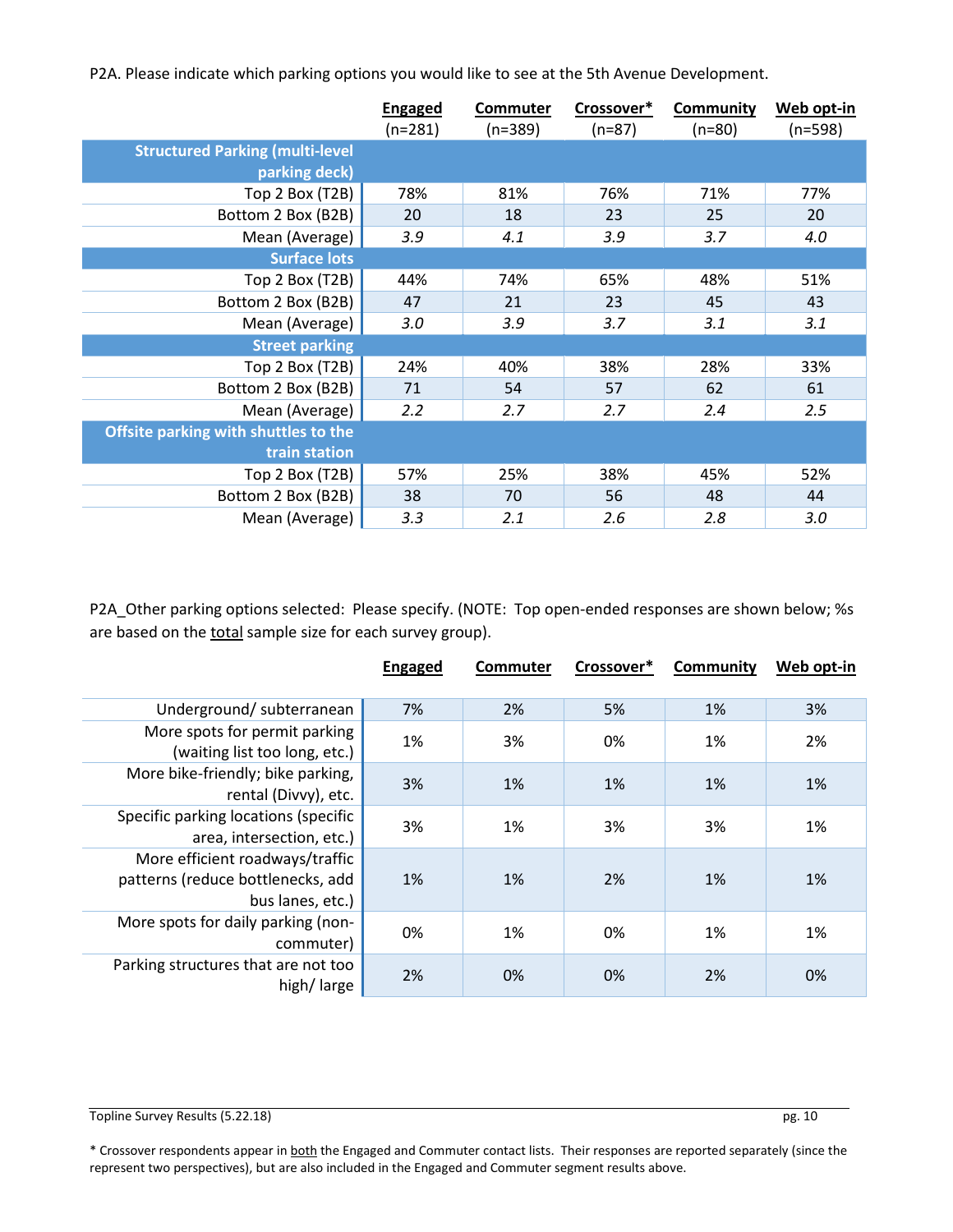P2A. Please indicate which parking options you would like to see at the 5th Avenue Development.

| | Engaged (n=281) | Commuter (n=389) | Crossover* (n=87) | Community (n=80) | Web opt-in (n=598) |
|---|---|---|---|---|---|
| **Structured Parking (multi-level parking deck)** | | | | | |
| Top 2 Box (T2B) | 78% | 81% | 76% | 71% | 77% |
| Bottom 2 Box (B2B) | 20 | 18 | 23 | 25 | 20 |
| Mean (Average) | *3.9* | *4.1* | *3.9* | *3.7* | *4.0* |
| **Surface lots** | | | | | |
| Top 2 Box (T2B) | 44% | 74% | 65% | 48% | 51% |
| Bottom 2 Box (B2B) | 47 | 21 | 23 | 45 | 43 |
| Mean (Average) | *3.0* | *3.9* | *3.7* | *3.1* | *3.1* |
| **Street parking** | | | | | |
| Top 2 Box (T2B) | 24% | 40% | 38% | 28% | 33% |
| Bottom 2 Box (B2B) | 71 | 54 | 57 | 62 | 61 |
| Mean (Average) | *2.2* | *2.7* | *2.7* | *2.4* | *2.5* |
| **Offsite parking with shuttles to the train station** | | | | | |
| Top 2 Box (T2B) | 57% | 25% | 38% | 45% | 52% |
| Bottom 2 Box (B2B) | 38 | 70 | 56 | 48 | 44 |
| Mean (Average) | *3.3* | *2.1* | *2.6* | *2.8* | *3.0* |

P2A_Other parking options selected: Please specify. (NOTE: Top open-ended responses are shown below; %s are based on the total sample size for each survey group).

| | Engaged | Commuter | Crossover* | Community | Web opt-in |
|---|---|---|---|---|---|
| Underground/ subterranean | 7% | 2% | 5% | 1% | 3% |
| More spots for permit parking (waiting list too long, etc.) | 1% | 3% | 0% | 1% | 2% |
| More bike-friendly; bike parking, rental (Divvy), etc. | 3% | 1% | 1% | 1% | 1% |
| Specific parking locations (specific area, intersection, etc.) | 3% | 1% | 3% | 3% | 1% |
| More efficient roadways/traffic patterns (reduce bottlenecks, add bus lanes, etc.) | 1% | 1% | 2% | 1% | 1% |
| More spots for daily parking (non-commuter) | 0% | 1% | 0% | 1% | 1% |
| Parking structures that are not too high/ large | 2% | 0% | 0% | 2% | 0% |

\* Crossover respondents appear in both the Engaged and Commuter contact lists. Their responses are reported separately (since the represent two perspectives), but are also included in the Engaged and Commuter segment results above.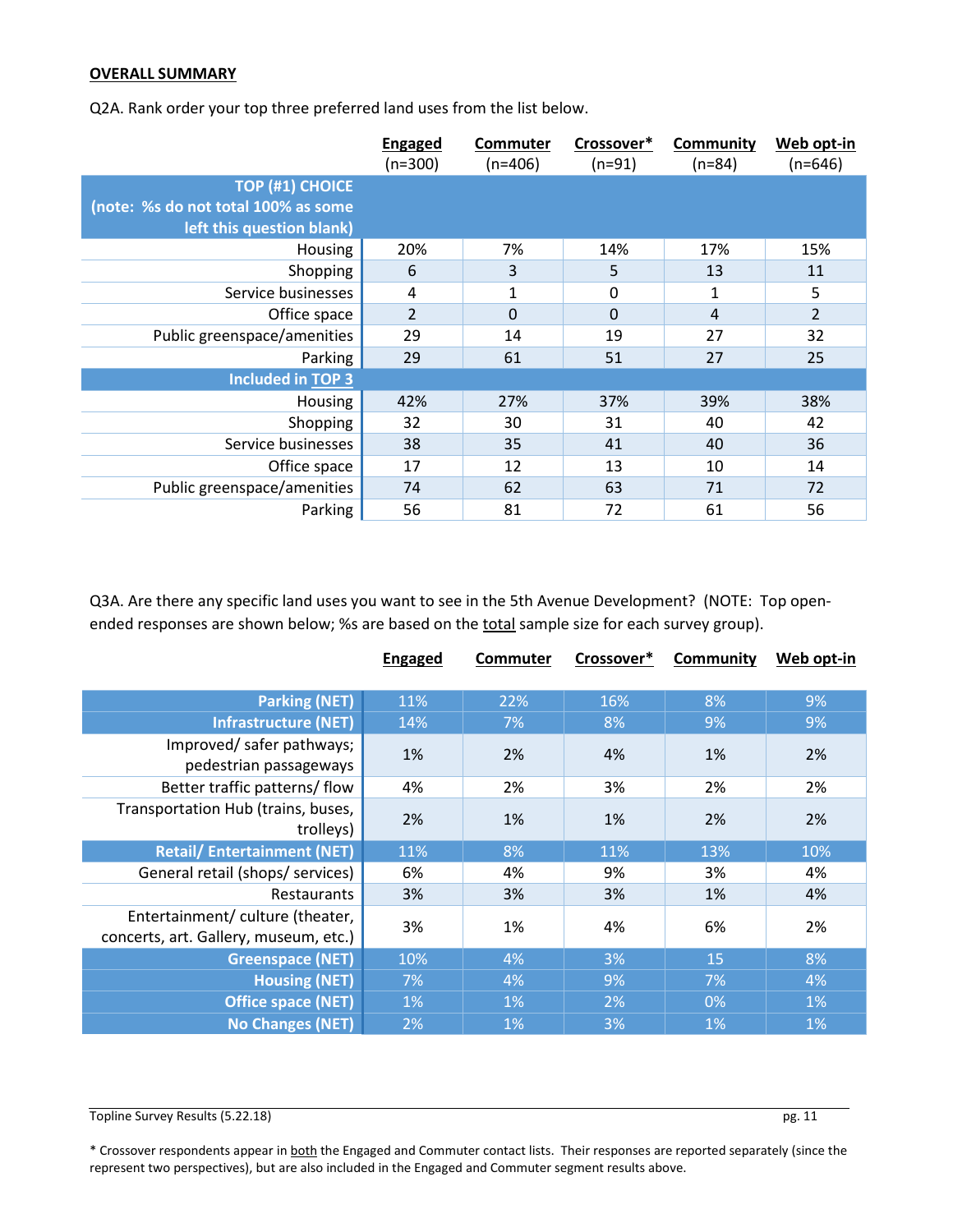**OVERALL SUMMARY**

Q2A. Rank order your top three preferred land uses from the list below.

| | Engaged (n=300) | Commuter (n=406) | Crossover* (n=91) | Community (n=84) | Web opt-in (n=646) |
|---|---|---|---|---|---|
| **TOP (#1) CHOICE (note: %s do not total 100% as some left this question blank)** | | | | | |
| Housing | 20% | 7% | 14% | 17% | 15% |
| Shopping | 6 | 3 | 5 | 13 | 11 |
| Service businesses | 4 | 1 | 0 | 1 | 5 |
| Office space | 2 | 0 | 0 | 4 | 2 |
| Public greenspace/amenities | 29 | 14 | 19 | 27 | 32 |
| Parking | 29 | 61 | 51 | 27 | 25 |
| **Included in TOP 3** | | | | | |
| Housing | 42% | 27% | 37% | 39% | 38% |
| Shopping | 32 | 30 | 31 | 40 | 42 |
| Service businesses | 38 | 35 | 41 | 40 | 36 |
| Office space | 17 | 12 | 13 | 10 | 14 |
| Public greenspace/amenities | 74 | 62 | 63 | 71 | 72 |
| Parking | 56 | 81 | 72 | 61 | 56 |

Q3A. Are there any specific land uses you want to see in the 5th Avenue Development? (NOTE: Top open-ended responses are shown below; %s are based on the total sample size for each survey group).

| | Engaged | Commuter | Crossover* | Community | Web opt-in |
|---|---|---|---|---|---|
| **Parking (NET)** | 11% | 22% | 16% | 8% | 9% |
| **Infrastructure (NET)** | 14% | 7% | 8% | 9% | 9% |
| Improved/ safer pathways; pedestrian passageways | 1% | 2% | 4% | 1% | 2% |
| Better traffic patterns/ flow | 4% | 2% | 3% | 2% | 2% |
| Transportation Hub (trains, buses, trolleys) | 2% | 1% | 1% | 2% | 2% |
| **Retail/ Entertainment (NET)** | 11% | 8% | 11% | 13% | 10% |
| General retail (shops/ services) | 6% | 4% | 9% | 3% | 4% |
| Restaurants | 3% | 3% | 3% | 1% | 4% |
| Entertainment/ culture (theater, concerts, art. Gallery, museum, etc.) | 3% | 1% | 4% | 6% | 2% |
| **Greenspace (NET)** | 10% | 4% | 3% | 15 | 8% |
| **Housing (NET)** | 7% | 4% | 9% | 7% | 4% |
| **Office space (NET)** | 1% | 1% | 2% | 0% | 1% |
| **No Changes (NET)** | 2% | 1% | 3% | 1% | 1% |

* Crossover respondents appear in both the Engaged and Commuter contact lists. Their responses are reported separately (since the represent two perspectives), but are also included in the Engaged and Commuter segment results above.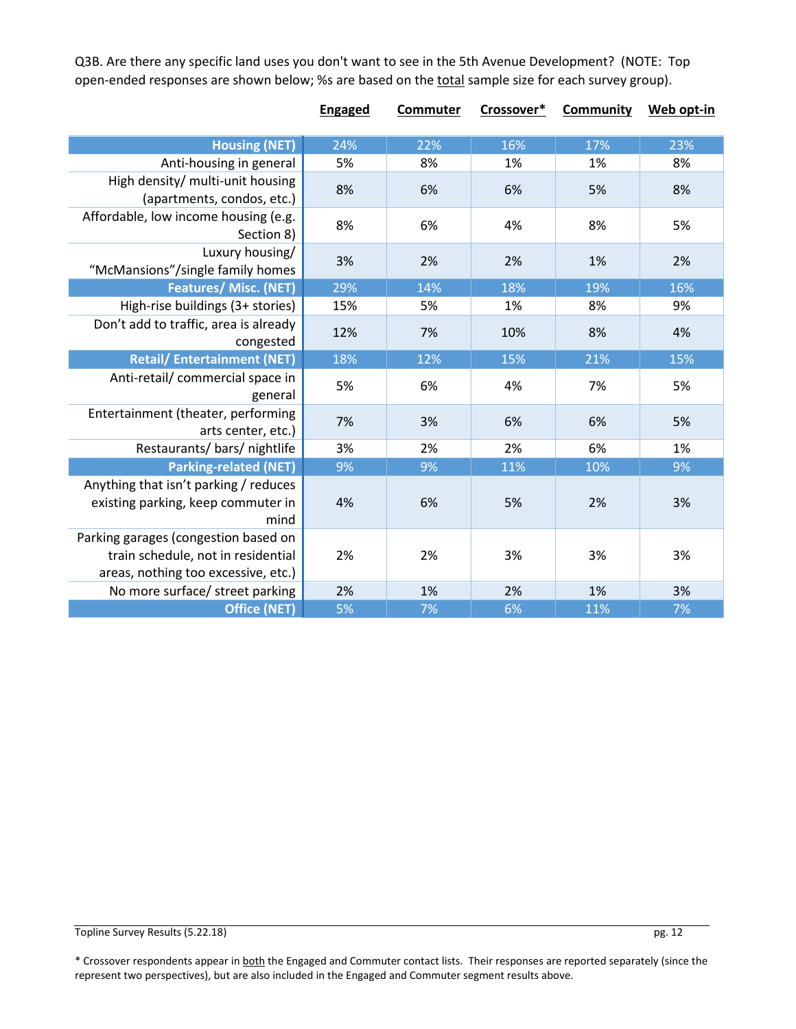Q3B. Are there any specific land uses you don't want to see in the 5th Avenue Development? (NOTE: Top open-ended responses are shown below; %s are based on the total sample size for each survey group).

| | Engaged | Commuter | Crossover* | Community | Web opt-in |
|---|---|---|---|---|---|
| **Housing (NET)** | 24% | 22% | 16% | 17% | 23% |
| Anti-housing in general | 5% | 8% | 1% | 1% | 8% |
| High density/ multi-unit housing (apartments, condos, etc.) | 8% | 6% | 6% | 5% | 8% |
| Affordable, low income housing (e.g. Section 8) | 8% | 6% | 4% | 8% | 5% |
| Luxury housing/ "McMansions"/single family homes | 3% | 2% | 2% | 1% | 2% |
| **Features/ Misc. (NET)** | 29% | 14% | 18% | 19% | 16% |
| High-rise buildings (3+ stories) | 15% | 5% | 1% | 8% | 9% |
| Don't add to traffic, area is already congested | 12% | 7% | 10% | 8% | 4% |
| **Retail/ Entertainment (NET)** | 18% | 12% | 15% | 21% | 15% |
| Anti-retail/ commercial space in general | 5% | 6% | 4% | 7% | 5% |
| Entertainment (theater, performing arts center, etc.) | 7% | 3% | 6% | 6% | 5% |
| Restaurants/ bars/ nightlife | 3% | 2% | 2% | 6% | 1% |
| **Parking-related (NET)** | 9% | 9% | 11% | 10% | 9% |
| Anything that isn't parking / reduces existing parking, keep commuter in mind | 4% | 6% | 5% | 2% | 3% |
| Parking garages (congestion based on train schedule, not in residential areas, nothing too excessive, etc.) | 2% | 2% | 3% | 3% | 3% |
| No more surface/ street parking | 2% | 1% | 2% | 1% | 3% |
| **Office (NET)** | 5% | 7% | 6% | 11% | 7% |

* Crossover respondents appear in both the Engaged and Commuter contact lists. Their responses are reported separately (since the represent two perspectives), but are also included in the Engaged and Commuter segment results above.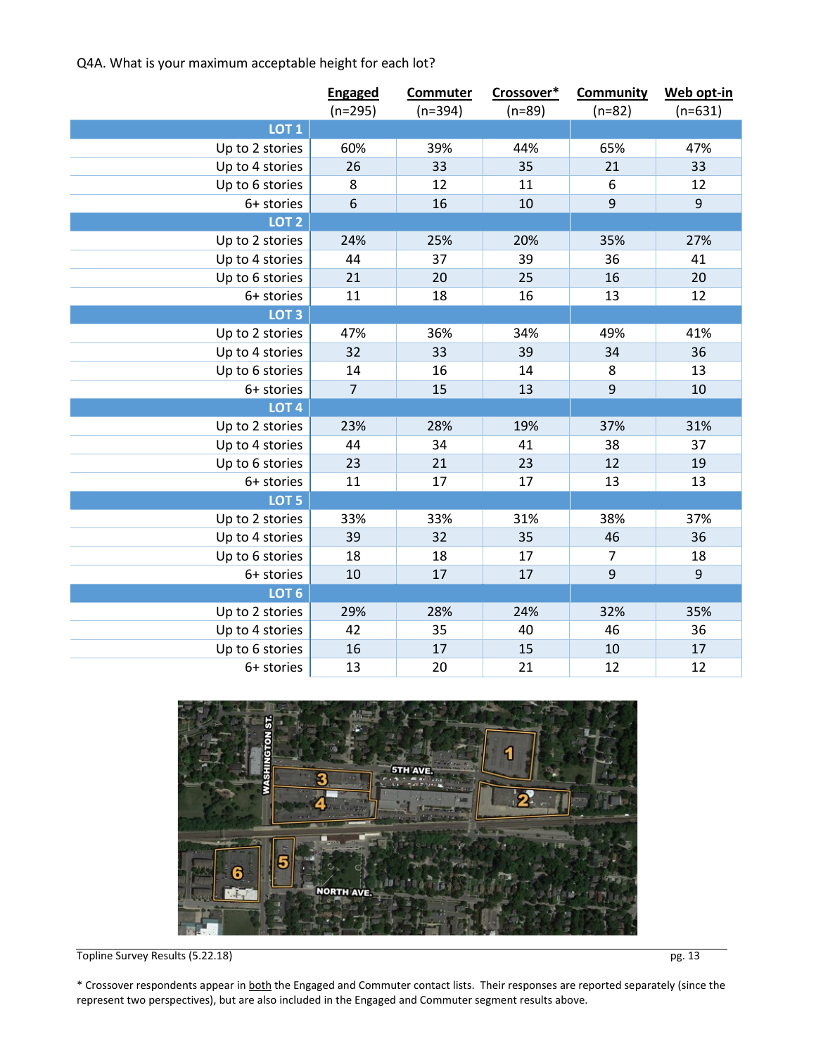Q4A. What is your maximum acceptable height for each lot?

| | Engaged (n=295) | Commuter (n=394) | Crossover* (n=89) | Community (n=82) | Web opt-in (n=631) |
|---|---|---|---|---|---|
| **LOT 1** | | | | | |
| Up to 2 stories | 60% | 39% | 44% | 65% | 47% |
| Up to 4 stories | 26 | 33 | 35 | 21 | 33 |
| Up to 6 stories | 8 | 12 | 11 | 6 | 12 |
| 6+ stories | 6 | 16 | 10 | 9 | 9 |
| **LOT 2** | | | | | |
| Up to 2 stories | 24% | 25% | 20% | 35% | 27% |
| Up to 4 stories | 44 | 37 | 39 | 36 | 41 |
| Up to 6 stories | 21 | 20 | 25 | 16 | 20 |
| 6+ stories | 11 | 18 | 16 | 13 | 12 |
| **LOT 3** | | | | | |
| Up to 2 stories | 47% | 36% | 34% | 49% | 41% |
| Up to 4 stories | 32 | 33 | 39 | 34 | 36 |
| Up to 6 stories | 14 | 16 | 14 | 8 | 13 |
| 6+ stories | 7 | 15 | 13 | 9 | 10 |
| **LOT 4** | | | | | |
| Up to 2 stories | 23% | 28% | 19% | 37% | 31% |
| Up to 4 stories | 44 | 34 | 41 | 38 | 37 |
| Up to 6 stories | 23 | 21 | 23 | 12 | 19 |
| 6+ stories | 11 | 17 | 17 | 13 | 13 |
| **LOT 5** | | | | | |
| Up to 2 stories | 33% | 33% | 31% | 38% | 37% |
| Up to 4 stories | 39 | 32 | 35 | 46 | 36 |
| Up to 6 stories | 18 | 18 | 17 | 7 | 18 |
| 6+ stories | 10 | 17 | 17 | 9 | 9 |
| **LOT 6** | | | | | |
| Up to 2 stories | 29% | 28% | 24% | 32% | 35% |
| Up to 4 stories | 42 | 35 | 40 | 46 | 36 |
| Up to 6 stories | 16 | 17 | 15 | 10 | 17 |
| 6+ stories | 13 | 20 | 21 | 12 | 12 |

Topline Survey Results (5.22.18)

* Crossover respondents appear in both the Engaged and Commuter contact lists. Their responses are reported separately (since the represent two perspectives), but are also included in the Engaged and Commuter segment results above.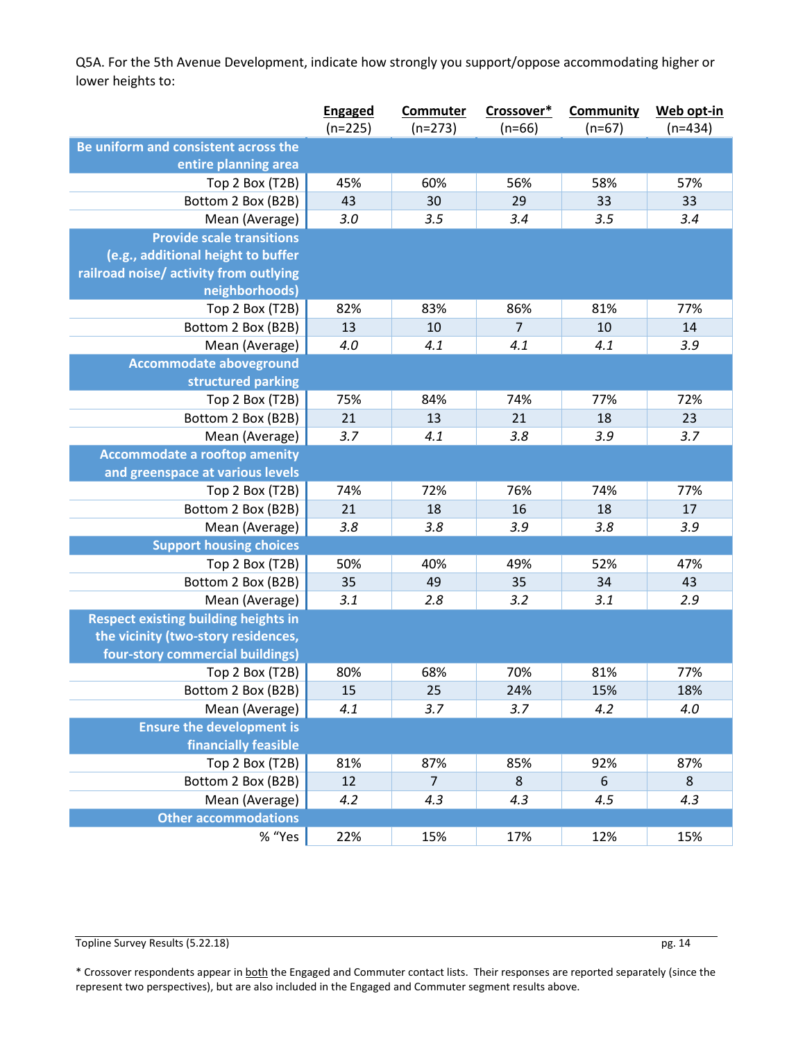Q5A. For the 5th Avenue Development, indicate how strongly you support/oppose accommodating higher or lower heights to:

| | Engaged (n=225) | Commuter (n=273) | Crossover* (n=66) | Community (n=67) | Web opt-in (n=434) |
|---|---|---|---|---|---|
| **Be uniform and consistent across the entire planning area** | | | | | |
| Top 2 Box (T2B) | 45% | 60% | 56% | 58% | 57% |
| Bottom 2 Box (B2B) | 43 | 30 | 29 | 33 | 33 |
| Mean (Average) | *3.0* | *3.5* | *3.4* | *3.5* | *3.4* |
| **Provide scale transitions (e.g., additional height to buffer railroad noise/ activity from outlying neighborhoods)** | | | | | |
| Top 2 Box (T2B) | 82% | 83% | 86% | 81% | 77% |
| Bottom 2 Box (B2B) | 13 | 10 | 7 | 10 | 14 |
| Mean (Average) | *4.0* | *4.1* | *4.1* | *4.1* | *3.9* |
| **Accommodate aboveground structured parking** | | | | | |
| Top 2 Box (T2B) | 75% | 84% | 74% | 77% | 72% |
| Bottom 2 Box (B2B) | 21 | 13 | 21 | 18 | 23 |
| Mean (Average) | *3.7* | *4.1* | *3.8* | *3.9* | *3.7* |
| **Accommodate a rooftop amenity and greenspace at various levels** | | | | | |
| Top 2 Box (T2B) | 74% | 72% | 76% | 74% | 77% |
| Bottom 2 Box (B2B) | 21 | 18 | 16 | 18 | 17 |
| Mean (Average) | *3.8* | *3.8* | *3.9* | *3.8* | *3.9* |
| **Support housing choices** | | | | | |
| Top 2 Box (T2B) | 50% | 40% | 49% | 52% | 47% |
| Bottom 2 Box (B2B) | 35 | 49 | 35 | 34 | 43 |
| Mean (Average) | *3.1* | *2.8* | *3.2* | *3.1* | *2.9* |
| **Respect existing building heights in the vicinity (two-story residences, four-story commercial buildings)** | | | | | |
| Top 2 Box (T2B) | 80% | 68% | 70% | 81% | 77% |
| Bottom 2 Box (B2B) | 15 | 25 | 24% | 15% | 18% |
| Mean (Average) | *4.1* | *3.7* | *3.7* | *4.2* | *4.0* |
| **Ensure the development is financially feasible** | | | | | |
| Top 2 Box (T2B) | 81% | 87% | 85% | 92% | 87% |
| Bottom 2 Box (B2B) | 12 | 7 | 8 | 6 | 8 |
| Mean (Average) | *4.2* | *4.3* | *4.3* | *4.5* | *4.3* |
| **Other accommodations** | | | | | |
| % "Yes | 22% | 15% | 17% | 12% | 15% |

Topline Survey Results (5.22.18)

* Crossover respondents appear in both the Engaged and Commuter contact lists. Their responses are reported separately (since the represent two perspectives), but are also included in the Engaged and Commuter segment results above.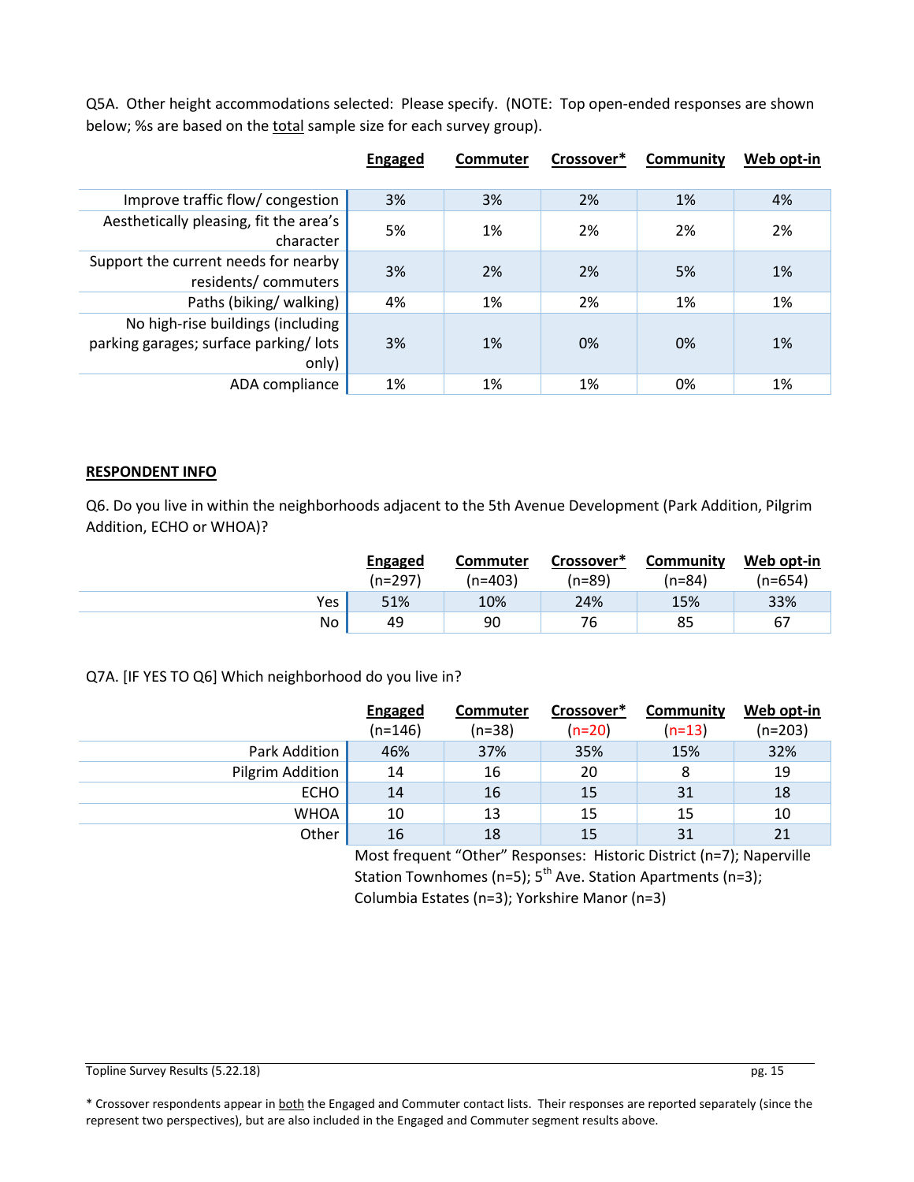Q5A. Other height accommodations selected: Please specify. (NOTE: Top open-ended responses are shown below; %s are based on the total sample size for each survey group).

| | Engaged | Commuter | Crossover* | Community | Web opt-in |
|---|---|---|---|---|---|
| Improve traffic flow/ congestion | 3% | 3% | 2% | 1% | 4% |
| Aesthetically pleasing, fit the area's character | 5% | 1% | 2% | 2% | 2% |
| Support the current needs for nearby residents/ commuters | 3% | 2% | 2% | 5% | 1% |
| Paths (biking/ walking) | 4% | 1% | 2% | 1% | 1% |
| No high-rise buildings (including parking garages; surface parking/ lots only) | 3% | 1% | 0% | 0% | 1% |
| ADA compliance | 1% | 1% | 1% | 0% | 1% |

## RESPONDENT INFO

Q6. Do you live in within the neighborhoods adjacent to the 5th Avenue Development (Park Addition, Pilgrim Addition, ECHO or WHOA)?

| | Engaged (n=297) | Commuter (n=403) | Crossover* (n=89) | Community (n=84) | Web opt-in (n=654) |
|---|---|---|---|---|---|
| Yes | 51% | 10% | 24% | 15% | 33% |
| No | 49 | 90 | 76 | 85 | 67 |

Q7A. [IF YES TO Q6] Which neighborhood do you live in?

| | Engaged (n=146) | Commuter (n=38) | Crossover* (n=20) | Community (n=13) | Web opt-in (n=203) |
|---|---|---|---|---|---|
| Park Addition | 46% | 37% | 35% | 15% | 32% |
| Pilgrim Addition | 14 | 16 | 20 | 8 | 19 |
| ECHO | 14 | 16 | 15 | 31 | 18 |
| WHOA | 10 | 13 | 15 | 15 | 10 |
| Other | 16 | 18 | 15 | 31 | 21 |

Most frequent "Other" Responses: Historic District (n=7); Naperville Station Townhomes (n=5); 5th Ave. Station Apartments (n=3); Columbia Estates (n=3); Yorkshire Manor (n=3)

* Crossover respondents appear in both the Engaged and Commuter contact lists. Their responses are reported separately (since the represent two perspectives), but are also included in the Engaged and Commuter segment results above.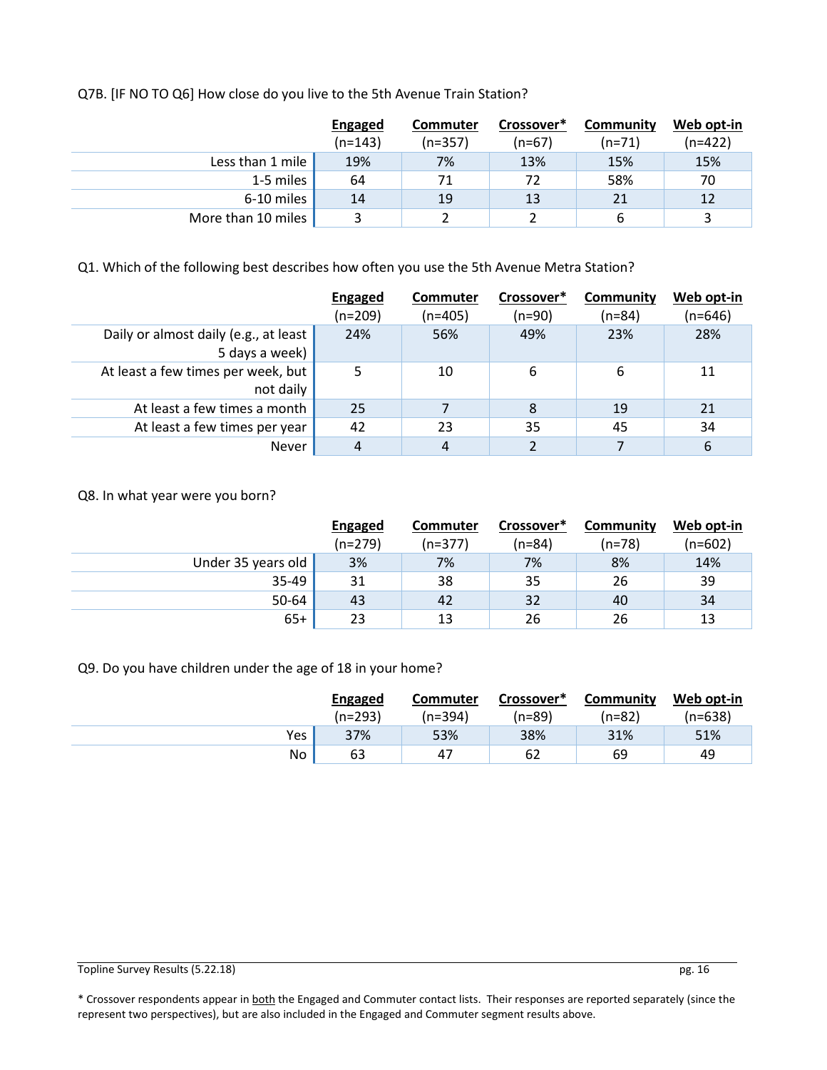Q7B. [IF NO TO Q6] How close do you live to the 5th Avenue Train Station?

| | Engaged (n=143) | Commuter (n=357) | Crossover* (n=67) | Community (n=71) | Web opt-in (n=422) |
|---|---|---|---|---|---|
| Less than 1 mile | 19% | 7% | 13% | 15% | 15% |
| 1-5 miles | 64 | 71 | 72 | 58% | 70 |
| 6-10 miles | 14 | 19 | 13 | 21 | 12 |
| More than 10 miles | 3 | 2 | 2 | 6 | 3 |

Q1. Which of the following best describes how often you use the 5th Avenue Metra Station?

| | Engaged (n=209) | Commuter (n=405) | Crossover* (n=90) | Community (n=84) | Web opt-in (n=646) |
|---|---|---|---|---|---|
| Daily or almost daily (e.g., at least 5 days a week) | 24% | 56% | 49% | 23% | 28% |
| At least a few times per week, but not daily | 5 | 10 | 6 | 6 | 11 |
| At least a few times a month | 25 | 7 | 8 | 19 | 21 |
| At least a few times per year | 42 | 23 | 35 | 45 | 34 |
| Never | 4 | 4 | 2 | 7 | 6 |

Q8. In what year were you born?

| | Engaged (n=279) | Commuter (n=377) | Crossover* (n=84) | Community (n=78) | Web opt-in (n=602) |
|---|---|---|---|---|---|
| Under 35 years old | 3% | 7% | 7% | 8% | 14% |
| 35-49 | 31 | 38 | 35 | 26 | 39 |
| 50-64 | 43 | 42 | 32 | 40 | 34 |
| 65+ | 23 | 13 | 26 | 26 | 13 |

Q9. Do you have children under the age of 18 in your home?

| | Engaged (n=293) | Commuter (n=394) | Crossover* (n=89) | Community (n=82) | Web opt-in (n=638) |
|---|---|---|---|---|---|
| Yes | 37% | 53% | 38% | 31% | 51% |
| No | 63 | 47 | 62 | 69 | 49 |

\* Crossover respondents appear in both the Engaged and Commuter contact lists. Their responses are reported separately (since the represent two perspectives), but are also included in the Engaged and Commuter segment results above.